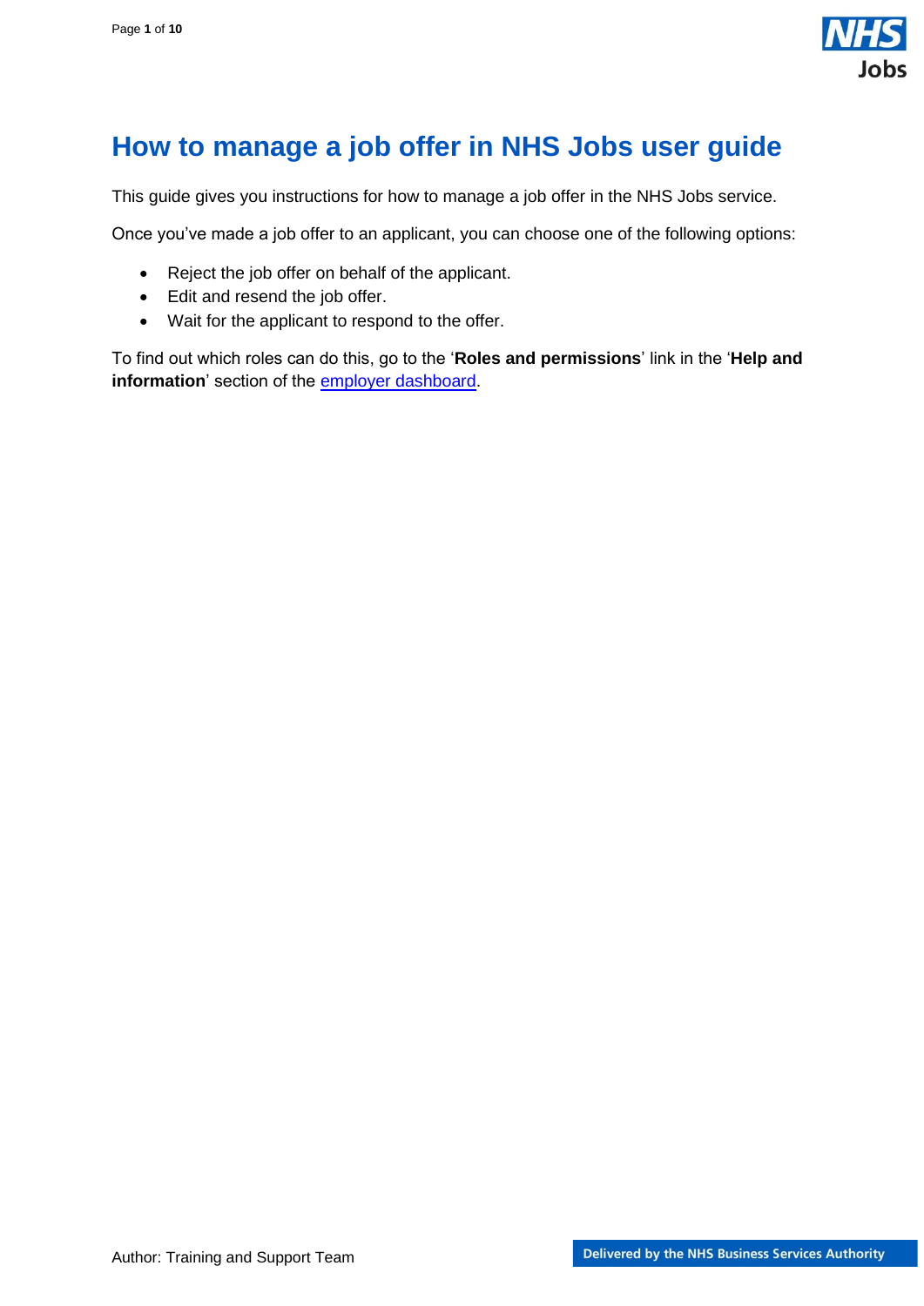# How to manage a job offer in NHS Jobs user guide

This guide gives you instructions for how to manage a job offer in the NHS Jobs service.

Once you've made a job offer to an applicant, you can choose one of the following options:

- Reject the job offer on behalf of the applicant.
- Edit and resend the job offer.
- Wait for the applicant to respond to the offer.

To find out which roles can do this, go to the '**Roles and permissions**' link in the '**Help and information**' section of the [employer dashboard](employer dashboard).

Author: Training and Support Team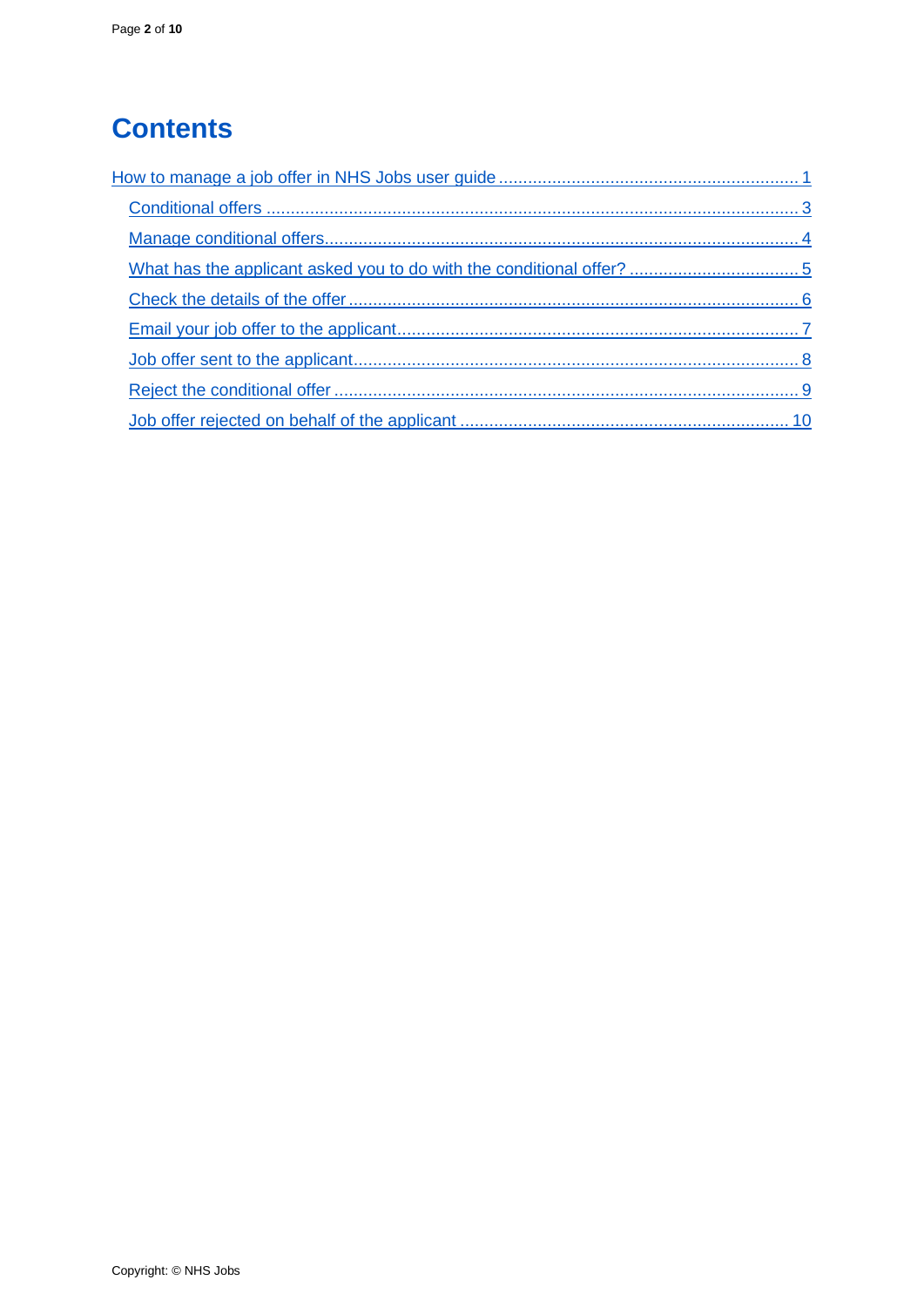# Contents

- How to manage a job offer in NHS Jobs user guide ..... 1
  - Conditional offers ..... 3
  - Manage conditional offers ..... 4
  - What has the applicant asked you to do with the conditional offer? ..... 5
  - Check the details of the offer ..... 6
  - Email your job offer to the applicant ..... 7
  - Job offer sent to the applicant ..... 8
  - Reject the conditional offer ..... 9
  - Job offer rejected on behalf of the applicant ..... 10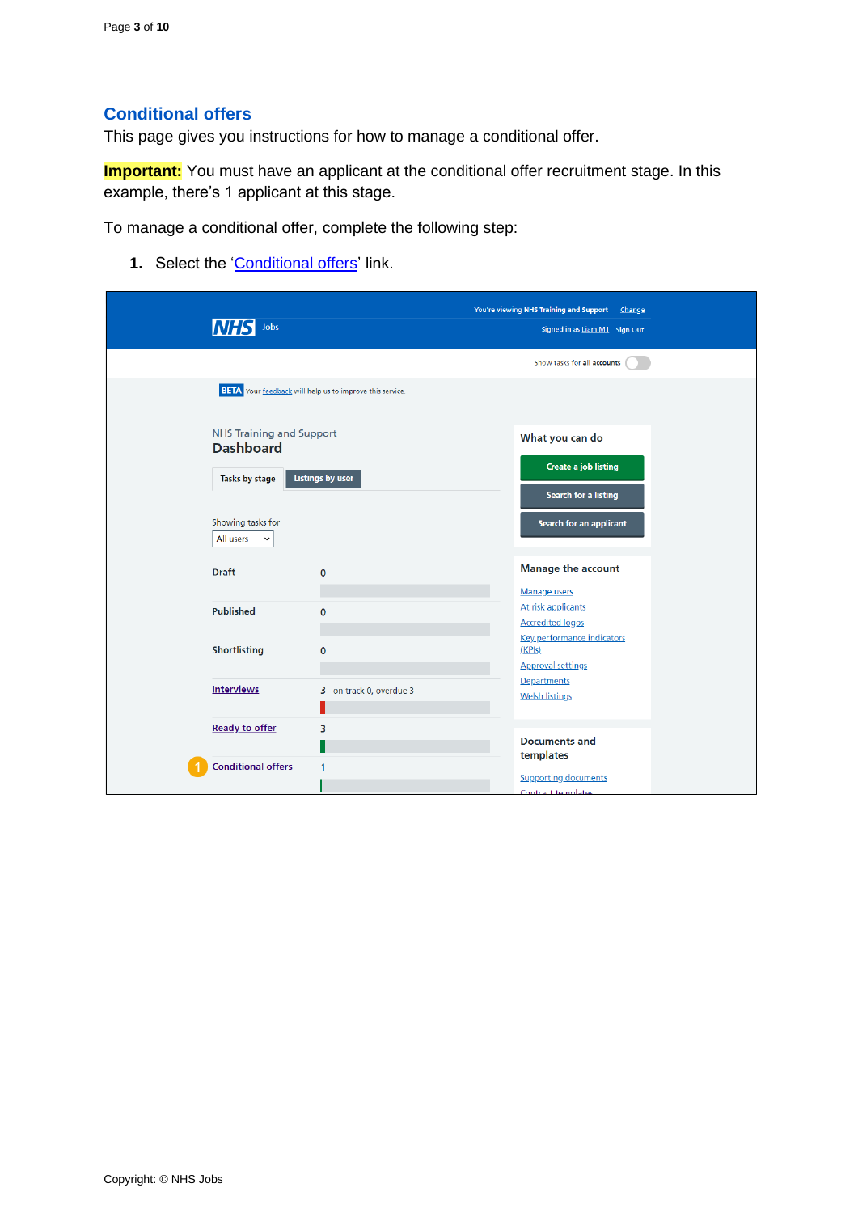## Conditional offers

This page gives you instructions for how to manage a conditional offer.

**Important:** You must have an applicant at the conditional offer recruitment stage. In this example, there's 1 applicant at this stage.

To manage a conditional offer, complete the following step:

1. Select the 'Conditional offers' link.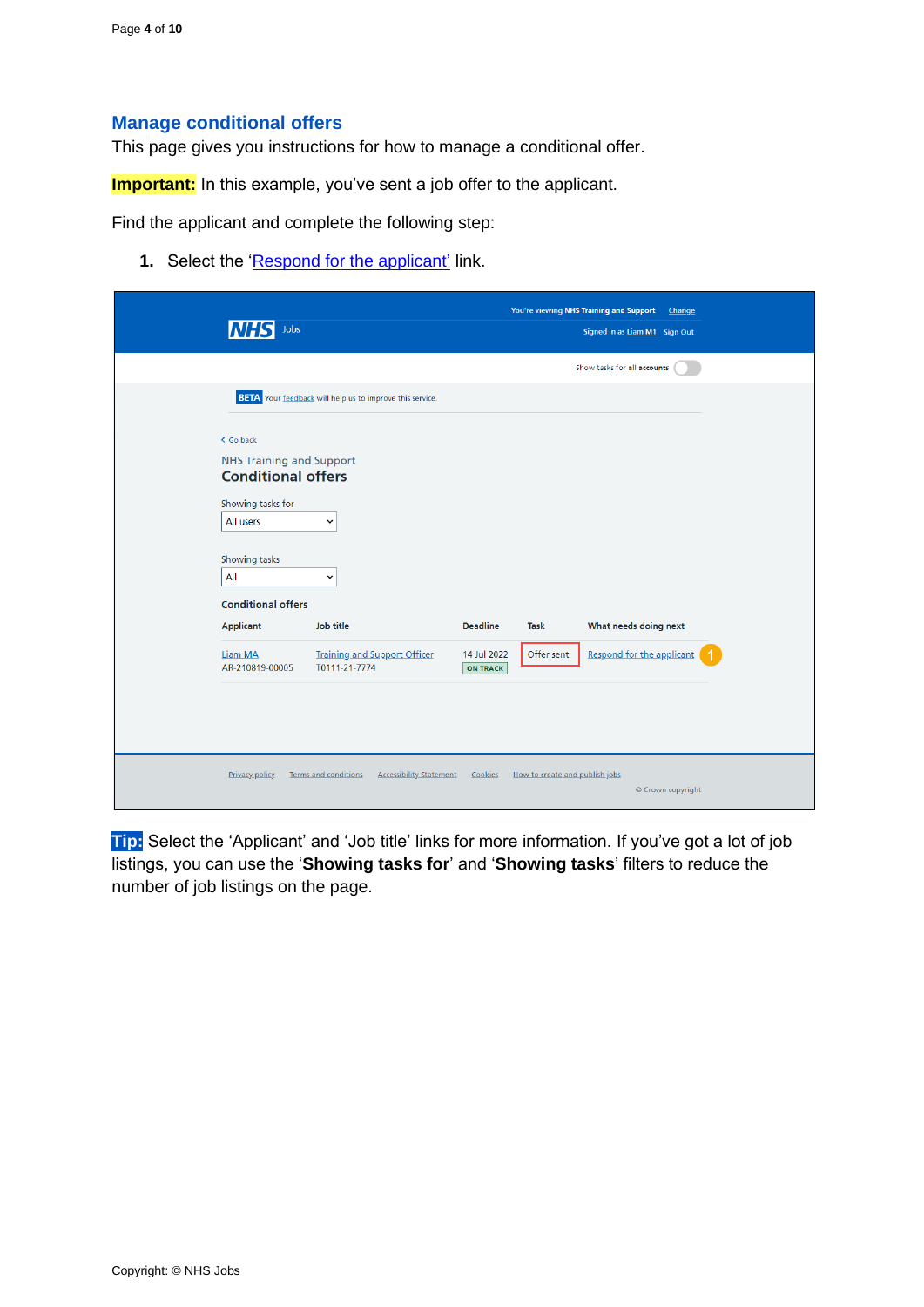## Manage conditional offers

This page gives you instructions for how to manage a conditional offer.

**Important:** In this example, you've sent a job offer to the applicant.

Find the applicant and complete the following step:

1. Select the 'Respond for the applicant' link.

**Tip:** Select the 'Applicant' and 'Job title' links for more information. If you've got a lot of job listings, you can use the '**Showing tasks for**' and '**Showing tasks**' filters to reduce the number of job listings on the page.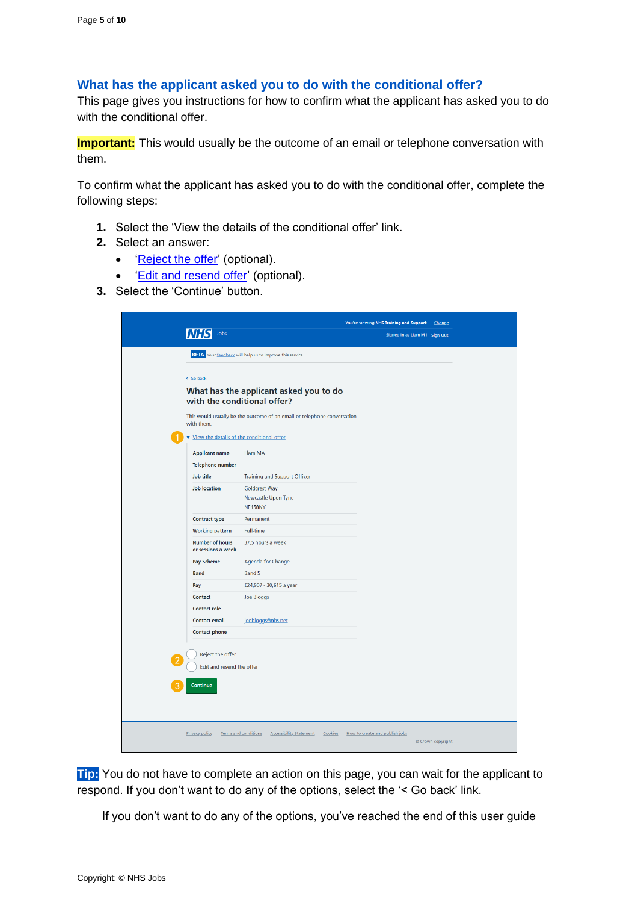## What has the applicant asked you to do with the conditional offer?

This page gives you instructions for how to confirm what the applicant has asked you to do with the conditional offer.

**Important:** This would usually be the outcome of an email or telephone conversation with them.

To confirm what the applicant has asked you to do with the conditional offer, complete the following steps:

1. Select the 'View the details of the conditional offer' link.
2. Select an answer:
   - '[Reject the offer](#)' (optional).
   - '[Edit and resend offer](#)' (optional).
3. Select the 'Continue' button.

**Tip:** You do not have to complete an action on this page, you can wait for the applicant to respond. If you don't want to do any of the options, select the '< Go back' link.

If you don't want to do any of the options, you've reached the end of this user guide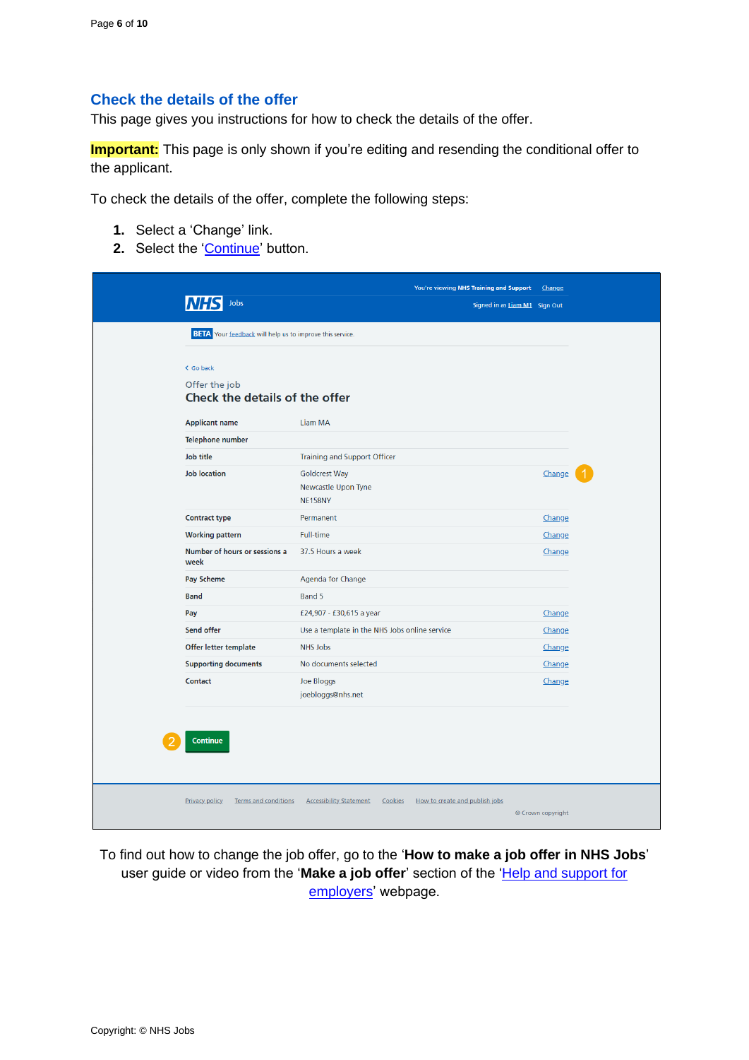## Check the details of the offer

This page gives you instructions for how to check the details of the offer.

**Important:** This page is only shown if you're editing and resending the conditional offer to the applicant.

To check the details of the offer, complete the following steps:

1. Select a 'Change' link.
2. Select the 'Continue' button.

You're viewing NHS Training and Support Change

NHS Jobs

Signed in as Liam M1 Sign Out

BETA Your feedback will help us to improve this service.

< Go back

Offer the job

### Check the details of the offer

| | | |
|---|---|---|
| Applicant name | Liam MA | |
| Telephone number | | |
| Job title | Training and Support Officer | |
| Job location | Goldcrest Way Newcastle Upon Tyne NE158NY | Change (1) |
| Contract type | Permanent | Change |
| Working pattern | Full-time | Change |
| Number of hours or sessions a week | 37.5 Hours a week | Change |
| Pay Scheme | Agenda for Change | |
| Band | Band 5 | |
| Pay | £24,907 - £30,615 a year | Change |
| Send offer | Use a template in the NHS Jobs online service | Change |
| Offer letter template | NHS Jobs | Change |
| Supporting documents | No documents selected | Change |
| Contact | Joe Bloggs joebloggs@nhs.net | Change |

(2) Continue

Privacy policy Terms and conditions Accessibility Statement Cookies How to create and publish jobs

© Crown copyright

To find out how to change the job offer, go to the '**How to make a job offer in NHS Jobs**' user guide or video from the '**Make a job offer**' section of the 'Help and support for employers' webpage.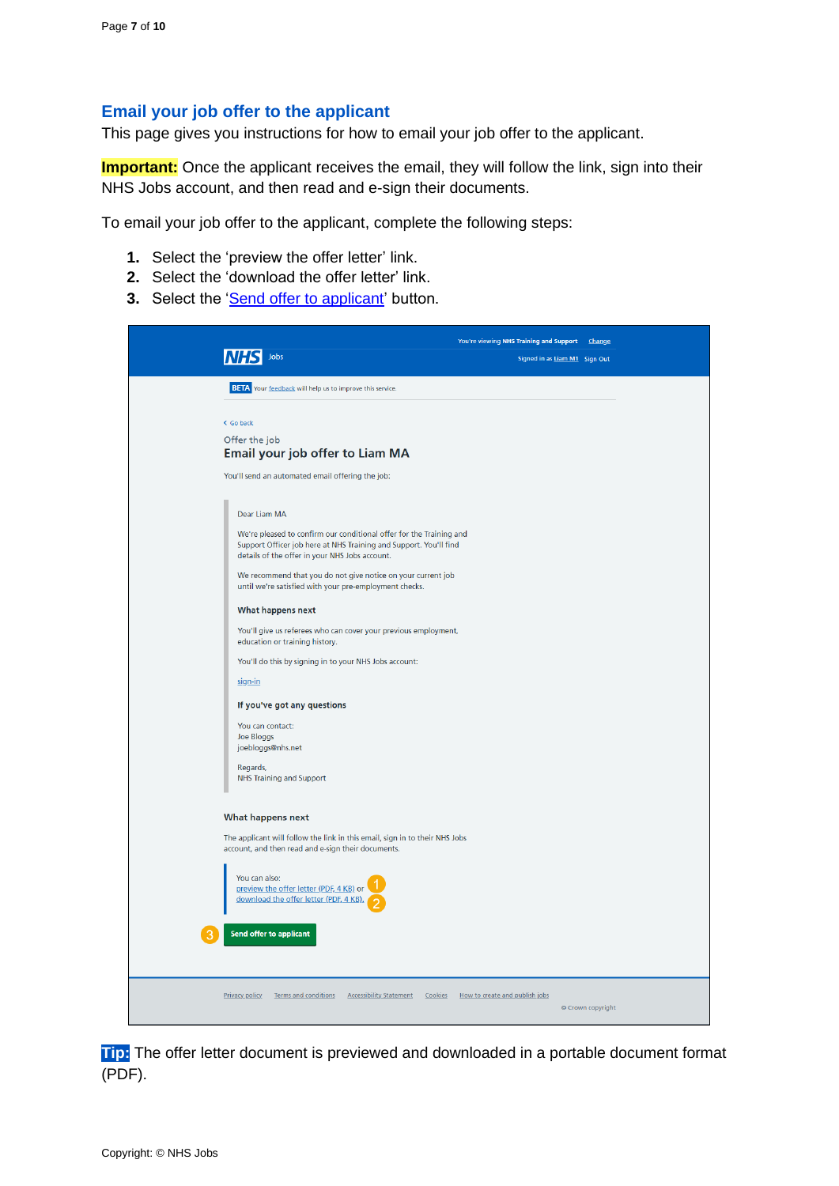## Email your job offer to the applicant

This page gives you instructions for how to email your job offer to the applicant.

**Important:** Once the applicant receives the email, they will follow the link, sign into their NHS Jobs account, and then read and e-sign their documents.

To email your job offer to the applicant, complete the following steps:

1. Select the 'preview the offer letter' link.
2. Select the 'download the offer letter' link.
3. Select the 'Send offer to applicant' button.

You're viewing NHS Training and Support Change

Jobs

Signed in as Liam M1 Sign Out

BETA Your feedback will help us to improve this service.

Go back

Offer the job

**Email your job offer to Liam MA**

You'll send an automated email offering the job:

Dear Liam MA

We're pleased to confirm our conditional offer for the Training and Support Officer job here at NHS Training and Support. You'll find details of the offer in your NHS Jobs account.

We recommend that you do not give notice on your current job until we're satisfied with your pre-employment checks.

**What happens next**

You'll give us referees who can cover your previous employment, education or training history.

You'll do this by signing in to your NHS Jobs account:

sign-in

**If you've got any questions**

You can contact:
Joe Bloggs
joebloggs@nhs.net

Regards,
NHS Training and Support

**What happens next**

The applicant will follow the link in this email, sign in to their NHS Jobs account, and then read and e-sign their documents.

You can also:
preview the offer letter (PDF, 4 KB) or (1)
download the offer letter (PDF, 4 KB). (2)

(3) Send offer to applicant

Privacy policy Terms and conditions Accessibility Statement Cookies How to create and publish jobs

© Crown copyright

**Tip:** The offer letter document is previewed and downloaded in a portable document format (PDF).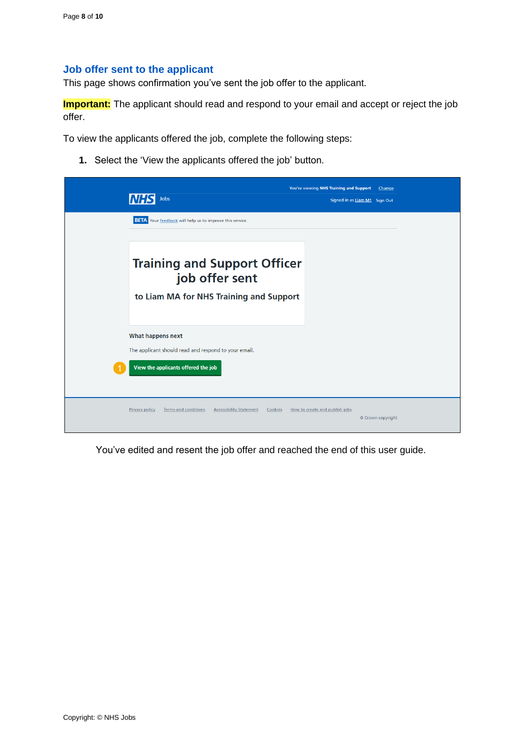## Job offer sent to the applicant

This page shows confirmation you've sent the job offer to the applicant.

**Important:** The applicant should read and respond to your email and accept or reject the job offer.

To view the applicants offered the job, complete the following steps:

1. Select the 'View the applicants offered the job' button.

You've edited and resent the job offer and reached the end of this user guide.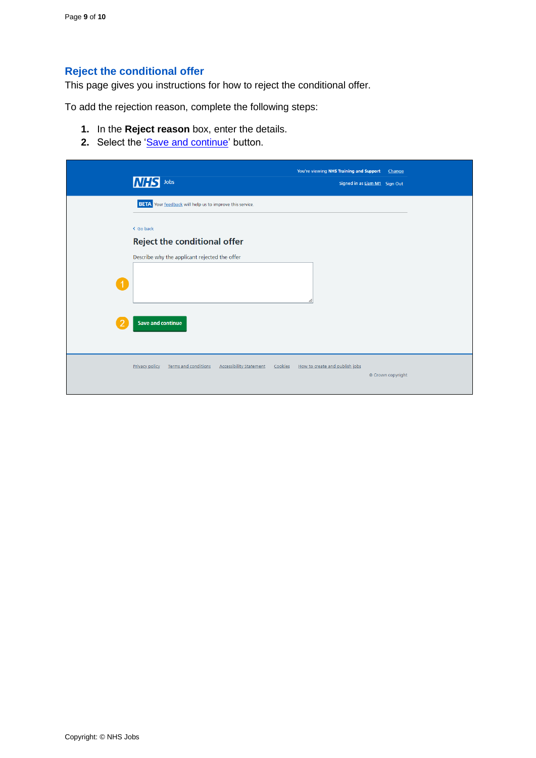## Reject the conditional offer

This page gives you instructions for how to reject the conditional offer.

To add the rejection reason, complete the following steps:

1. In the **Reject reason** box, enter the details.
2. Select the 'Save and continue' button.

Copyright: © NHS Jobs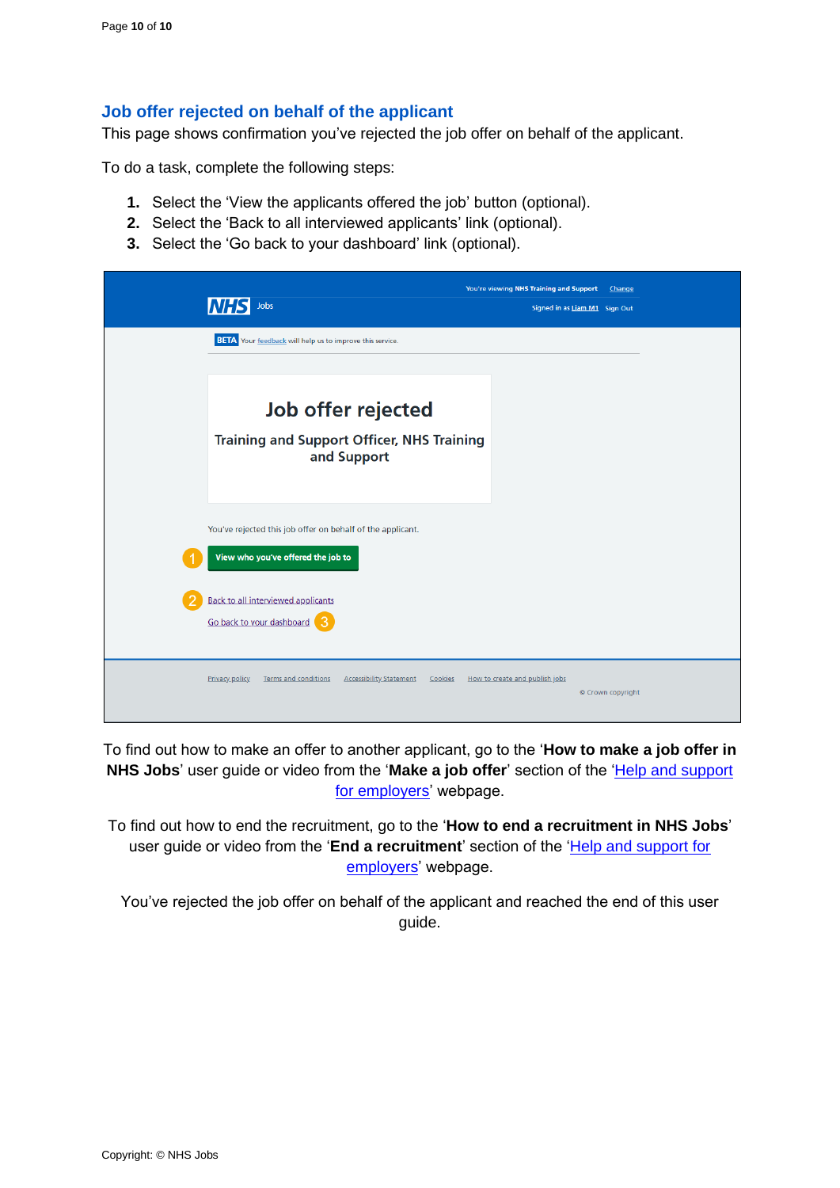## Job offer rejected on behalf of the applicant

This page shows confirmation you've rejected the job offer on behalf of the applicant.

To do a task, complete the following steps:

1. Select the 'View the applicants offered the job' button (optional).
2. Select the 'Back to all interviewed applicants' link (optional).
3. Select the 'Go back to your dashboard' link (optional).

To find out how to make an offer to another applicant, go to the '**How to make a job offer in NHS Jobs**' user guide or video from the '**Make a job offer**' section of the 'Help and support for employers' webpage.

To find out how to end the recruitment, go to the '**How to end a recruitment in NHS Jobs**' user guide or video from the '**End a recruitment**' section of the 'Help and support for employers' webpage.

You've rejected the job offer on behalf of the applicant and reached the end of this user guide.